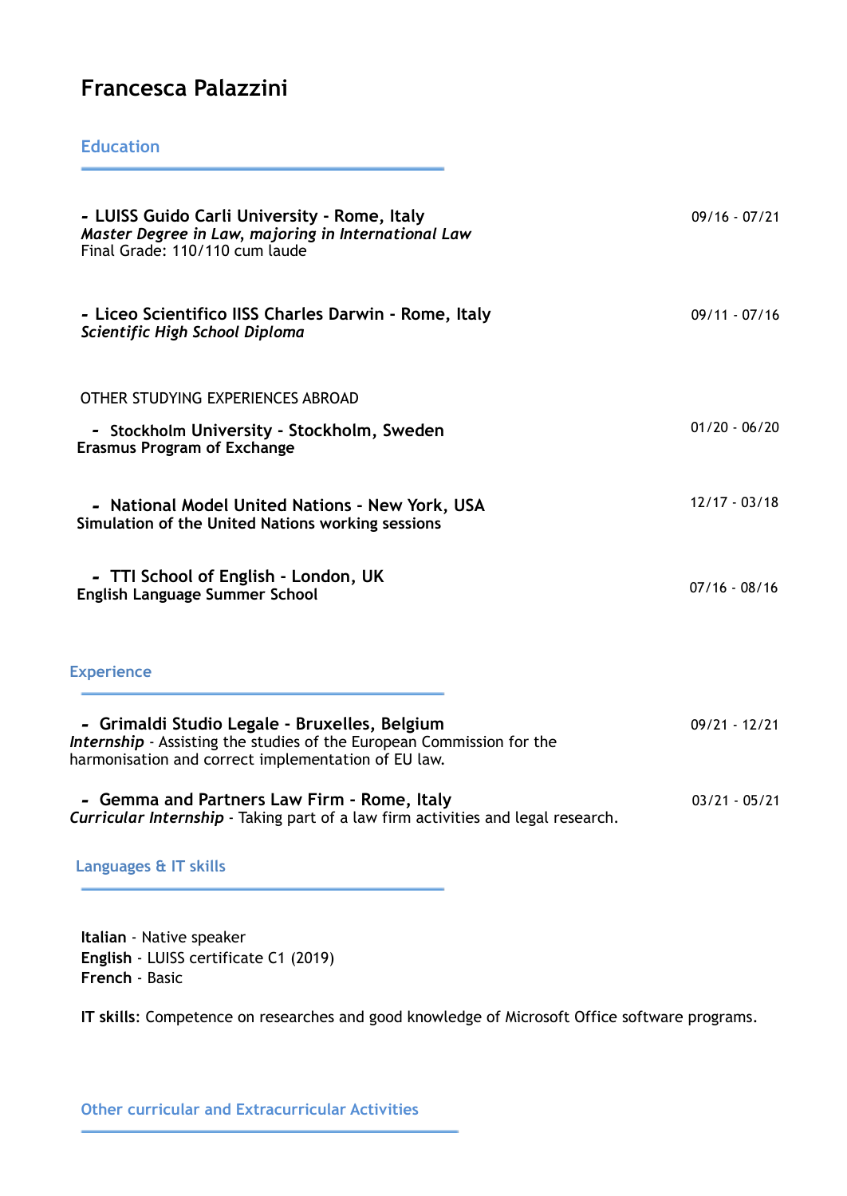# Francesca Palazzini

## Education

- **LUISS Guido Carli University - Rome, Italy** — 09/16 - 07/21
  ***Master Degree in Law, majoring in International Law***
  Final Grade: 110/110 cum laude

- **Liceo Scientifico IISS Charles Darwin - Rome, Italy** — 09/11 - 07/16
  ***Scientific High School Diploma***

OTHER STUDYING EXPERIENCES ABROAD

- **Stockholm University - Stockholm, Sweden** — 01/20 - 06/20
  **Erasmus Program of Exchange**

- **National Model United Nations - New York, USA** — 12/17 - 03/18
  **Simulation of the United Nations working sessions**

- **TTI School of English - London, UK** — 07/16 - 08/16
  **English Language Summer School**

## Experience

- **Grimaldi Studio Legale - Bruxelles, Belgium** — 09/21 - 12/21
  ***Internship*** - Assisting the studies of the European Commission for the harmonisation and correct implementation of EU law.

- **Gemma and Partners Law Firm - Rome, Italy** — 03/21 - 05/21
  ***Curricular Internship*** - Taking part of a law firm activities and legal research.

## Languages & IT skills

**Italian** - Native speaker
**English** - LUISS certificate C1 (2019)
**French** - Basic

**IT skills**: Competence on researches and good knowledge of Microsoft Office software programs.

## Other curricular and Extracurricular Activities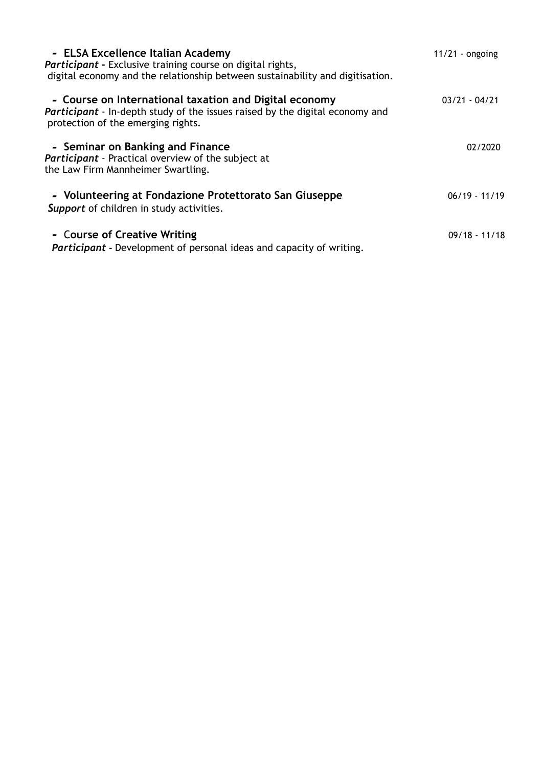- **ELSA Excellence Italian Academy** 11/21 - ongoing
  ***Participant*** **-** Exclusive training course on digital rights, digital economy and the relationship between sustainability and digitisation.

- **Course on International taxation and Digital economy** 03/21 - 04/21
  ***Participant*** - In-depth study of the issues raised by the digital economy and protection of the emerging rights.

- **Seminar on Banking and Finance** 02/2020
  ***Participant*** - Practical overview of the subject at the Law Firm Mannheimer Swartling.

- **Volunteering at Fondazione Protettorato San Giuseppe** 06/19 - 11/19
  ***Support*** of children in study activities.

- **Course of Creative Writing** 09/18 - 11/18
  ***Participant*** **-** Development of personal ideas and capacity of writing.